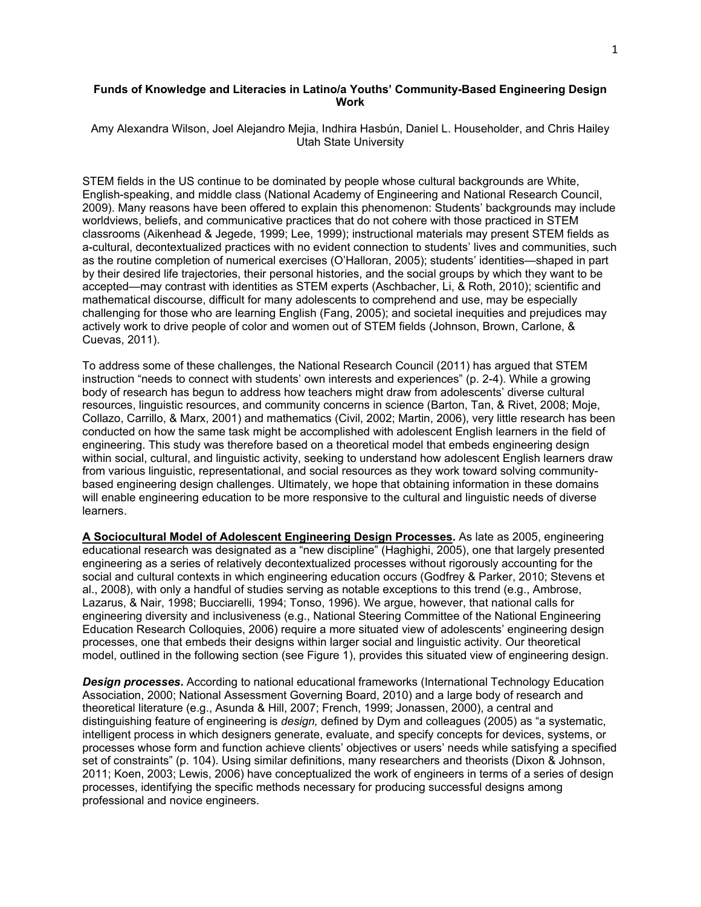# Funds of Knowledge and Literacies in Latino/a Youths' Community-Based Engineering Design Work

Amy Alexandra Wilson, Joel Alejandro Mejia, Indhira Hasbún, Daniel L. Householder, and Chris Hailey
Utah State University

STEM fields in the US continue to be dominated by people whose cultural backgrounds are White, English-speaking, and middle class (National Academy of Engineering and National Research Council, 2009). Many reasons have been offered to explain this phenomenon: Students' backgrounds may include worldviews, beliefs, and communicative practices that do not cohere with those practiced in STEM classrooms (Aikenhead & Jegede, 1999; Lee, 1999); instructional materials may present STEM fields as a-cultural, decontextualized practices with no evident connection to students' lives and communities, such as the routine completion of numerical exercises (O'Halloran, 2005); students' identities—shaped in part by their desired life trajectories, their personal histories, and the social groups by which they want to be accepted—may contrast with identities as STEM experts (Aschbacher, Li, & Roth, 2010); scientific and mathematical discourse, difficult for many adolescents to comprehend and use, may be especially challenging for those who are learning English (Fang, 2005); and societal inequities and prejudices may actively work to drive people of color and women out of STEM fields (Johnson, Brown, Carlone, & Cuevas, 2011).

To address some of these challenges, the National Research Council (2011) has argued that STEM instruction "needs to connect with students' own interests and experiences" (p. 2-4). While a growing body of research has begun to address how teachers might draw from adolescents' diverse cultural resources, linguistic resources, and community concerns in science (Barton, Tan, & Rivet, 2008; Moje, Collazo, Carrillo, & Marx, 2001) and mathematics (Civil, 2002; Martin, 2006), very little research has been conducted on how the same task might be accomplished with adolescent English learners in the field of engineering. This study was therefore based on a theoretical model that embeds engineering design within social, cultural, and linguistic activity, seeking to understand how adolescent English learners draw from various linguistic, representational, and social resources as they work toward solving community-based engineering design challenges. Ultimately, we hope that obtaining information in these domains will enable engineering education to be more responsive to the cultural and linguistic needs of diverse learners.

**A Sociocultural Model of Adolescent Engineering Design Processes.** As late as 2005, engineering educational research was designated as a "new discipline" (Haghighi, 2005), one that largely presented engineering as a series of relatively decontextualized processes without rigorously accounting for the social and cultural contexts in which engineering education occurs (Godfrey & Parker, 2010; Stevens et al., 2008), with only a handful of studies serving as notable exceptions to this trend (e.g., Ambrose, Lazarus, & Nair, 1998; Bucciarelli, 1994; Tonso, 1996). We argue, however, that national calls for engineering diversity and inclusiveness (e.g., National Steering Committee of the National Engineering Education Research Colloquies, 2006) require a more situated view of adolescents' engineering design processes, one that embeds their designs within larger social and linguistic activity. Our theoretical model, outlined in the following section (see Figure 1), provides this situated view of engineering design.

***Design processes.*** According to national educational frameworks (International Technology Education Association, 2000; National Assessment Governing Board, 2010) and a large body of research and theoretical literature (e.g., Asunda & Hill, 2007; French, 1999; Jonassen, 2000), a central and distinguishing feature of engineering is *design,* defined by Dym and colleagues (2005) as "a systematic, intelligent process in which designers generate, evaluate, and specify concepts for devices, systems, or processes whose form and function achieve clients' objectives or users' needs while satisfying a specified set of constraints" (p. 104). Using similar definitions, many researchers and theorists (Dixon & Johnson, 2011; Koen, 2003; Lewis, 2006) have conceptualized the work of engineers in terms of a series of design processes, identifying the specific methods necessary for producing successful designs among professional and novice engineers.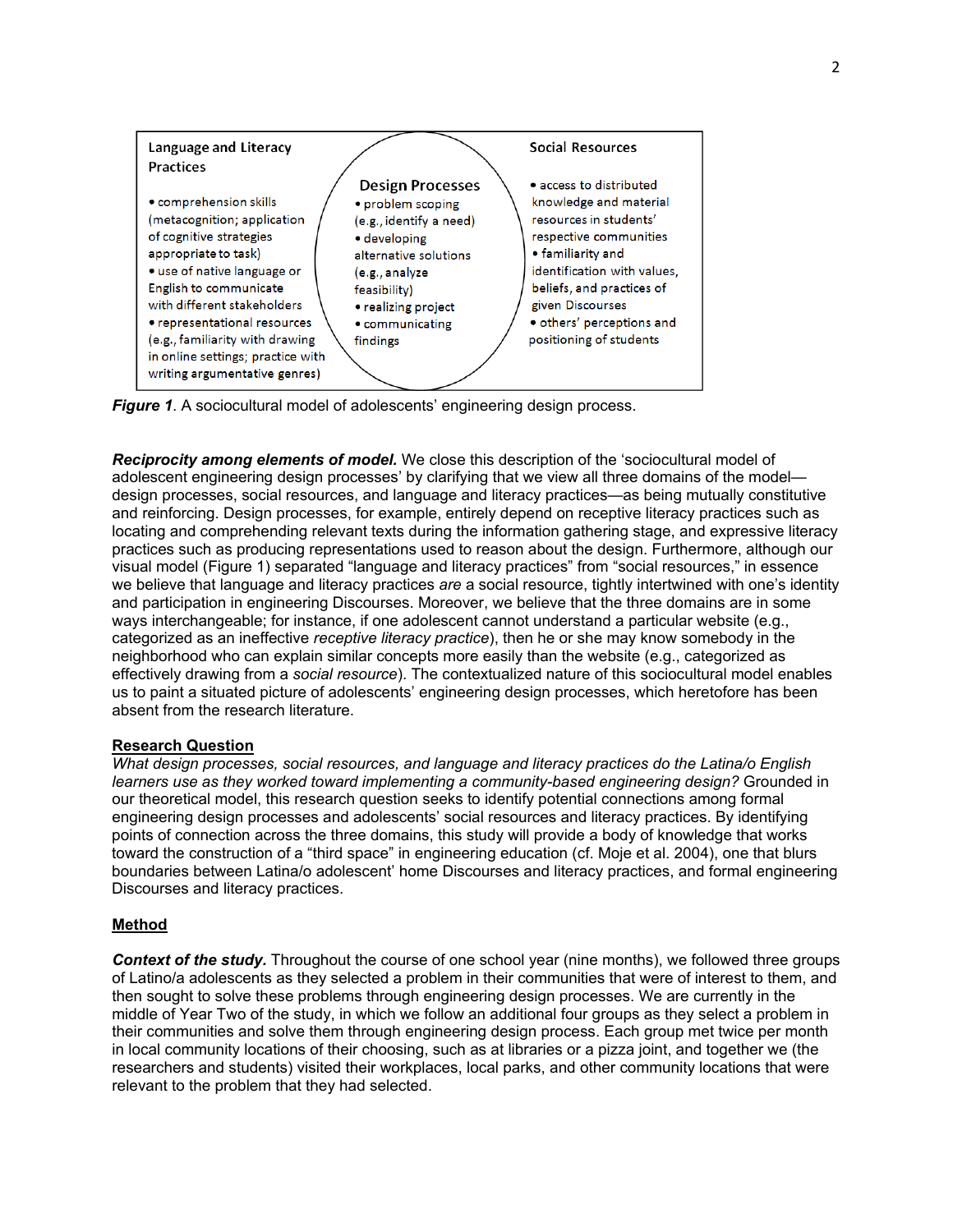| Language and Literacy Practices | Design Processes | Social Resources |
| --- | --- | --- |
| • comprehension skills (metacognition; application of cognitive strategies appropriate to task)<br>• use of native language or English to communicate with different stakeholders<br>• representational resources (e.g., familiarity with drawing in online settings; practice with writing argumentative genres) | • problem scoping (e.g., identify a need)<br>• developing alternative solutions (e.g., analyze feasibility)<br>• realizing project<br>• communicating findings | • access to distributed knowledge and material resources in students' respective communities<br>• familiarity and identification with values, beliefs, and practices of given Discourses<br>• others' perceptions and positioning of students |

***Figure 1***. A sociocultural model of adolescents' engineering design process.

***Reciprocity among elements of model.*** We close this description of the 'sociocultural model of adolescent engineering design processes' by clarifying that we view all three domains of the model—design processes, social resources, and language and literacy practices—as being mutually constitutive and reinforcing. Design processes, for example, entirely depend on receptive literacy practices such as locating and comprehending relevant texts during the information gathering stage, and expressive literacy practices such as producing representations used to reason about the design. Furthermore, although our visual model (Figure 1) separated "language and literacy practices" from "social resources," in essence we believe that language and literacy practices *are* a social resource, tightly intertwined with one's identity and participation in engineering Discourses. Moreover, we believe that the three domains are in some ways interchangeable; for instance, if one adolescent cannot understand a particular website (e.g., categorized as an ineffective *receptive literacy practice*), then he or she may know somebody in the neighborhood who can explain similar concepts more easily than the website (e.g., categorized as effectively drawing from a *social resource*). The contextualized nature of this sociocultural model enables us to paint a situated picture of adolescents' engineering design processes, which heretofore has been absent from the research literature.

## Research Question

*What design processes, social resources, and language and literacy practices do the Latina/o English learners use as they worked toward implementing a community-based engineering design?* Grounded in our theoretical model, this research question seeks to identify potential connections among formal engineering design processes and adolescents' social resources and literacy practices. By identifying points of connection across the three domains, this study will provide a body of knowledge that works toward the construction of a "third space" in engineering education (cf. Moje et al. 2004), one that blurs boundaries between Latina/o adolescent' home Discourses and literacy practices, and formal engineering Discourses and literacy practices.

## Method

***Context of the study.*** Throughout the course of one school year (nine months), we followed three groups of Latino/a adolescents as they selected a problem in their communities that were of interest to them, and then sought to solve these problems through engineering design processes. We are currently in the middle of Year Two of the study, in which we follow an additional four groups as they select a problem in their communities and solve them through engineering design process. Each group met twice per month in local community locations of their choosing, such as at libraries or a pizza joint, and together we (the researchers and students) visited their workplaces, local parks, and other community locations that were relevant to the problem that they had selected.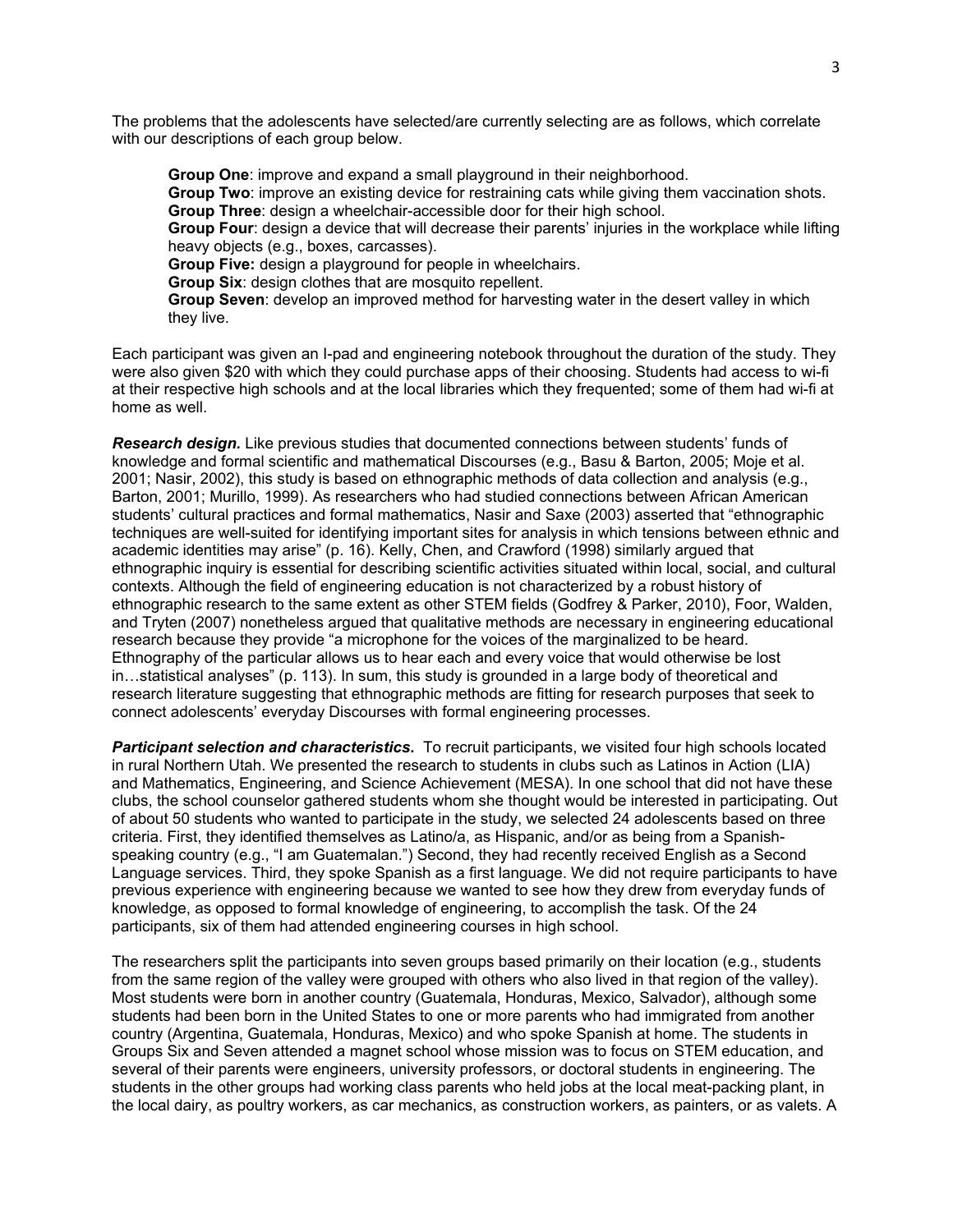The problems that the adolescents have selected/are currently selecting are as follows, which correlate with our descriptions of each group below.

**Group One**: improve and expand a small playground in their neighborhood.
**Group Two**: improve an existing device for restraining cats while giving them vaccination shots.
**Group Three**: design a wheelchair-accessible door for their high school.
**Group Four**: design a device that will decrease their parents' injuries in the workplace while lifting heavy objects (e.g., boxes, carcasses).
**Group Five:** design a playground for people in wheelchairs.
**Group Six**: design clothes that are mosquito repellent.
**Group Seven**: develop an improved method for harvesting water in the desert valley in which they live.

Each participant was given an I-pad and engineering notebook throughout the duration of the study. They were also given $20 with which they could purchase apps of their choosing. Students had access to wi-fi at their respective high schools and at the local libraries which they frequented; some of them had wi-fi at home as well.

***Research design.*** Like previous studies that documented connections between students' funds of knowledge and formal scientific and mathematical Discourses (e.g., Basu & Barton, 2005; Moje et al. 2001; Nasir, 2002), this study is based on ethnographic methods of data collection and analysis (e.g., Barton, 2001; Murillo, 1999). As researchers who had studied connections between African American students' cultural practices and formal mathematics, Nasir and Saxe (2003) asserted that "ethnographic techniques are well-suited for identifying important sites for analysis in which tensions between ethnic and academic identities may arise" (p. 16). Kelly, Chen, and Crawford (1998) similarly argued that ethnographic inquiry is essential for describing scientific activities situated within local, social, and cultural contexts. Although the field of engineering education is not characterized by a robust history of ethnographic research to the same extent as other STEM fields (Godfrey & Parker, 2010), Foor, Walden, and Tryten (2007) nonetheless argued that qualitative methods are necessary in engineering educational research because they provide "a microphone for the voices of the marginalized to be heard. Ethnography of the particular allows us to hear each and every voice that would otherwise be lost in…statistical analyses" (p. 113). In sum, this study is grounded in a large body of theoretical and research literature suggesting that ethnographic methods are fitting for research purposes that seek to connect adolescents' everyday Discourses with formal engineering processes.

***Participant selection and characteristics.*** To recruit participants, we visited four high schools located in rural Northern Utah. We presented the research to students in clubs such as Latinos in Action (LIA) and Mathematics, Engineering, and Science Achievement (MESA). In one school that did not have these clubs, the school counselor gathered students whom she thought would be interested in participating. Out of about 50 students who wanted to participate in the study, we selected 24 adolescents based on three criteria. First, they identified themselves as Latino/a, as Hispanic, and/or as being from a Spanish-speaking country (e.g., "I am Guatemalan.") Second, they had recently received English as a Second Language services. Third, they spoke Spanish as a first language. We did not require participants to have previous experience with engineering because we wanted to see how they drew from everyday funds of knowledge, as opposed to formal knowledge of engineering, to accomplish the task. Of the 24 participants, six of them had attended engineering courses in high school.

The researchers split the participants into seven groups based primarily on their location (e.g., students from the same region of the valley were grouped with others who also lived in that region of the valley). Most students were born in another country (Guatemala, Honduras, Mexico, Salvador), although some students had been born in the United States to one or more parents who had immigrated from another country (Argentina, Guatemala, Honduras, Mexico) and who spoke Spanish at home. The students in Groups Six and Seven attended a magnet school whose mission was to focus on STEM education, and several of their parents were engineers, university professors, or doctoral students in engineering. The students in the other groups had working class parents who held jobs at the local meat-packing plant, in the local dairy, as poultry workers, as car mechanics, as construction workers, as painters, or as valets. A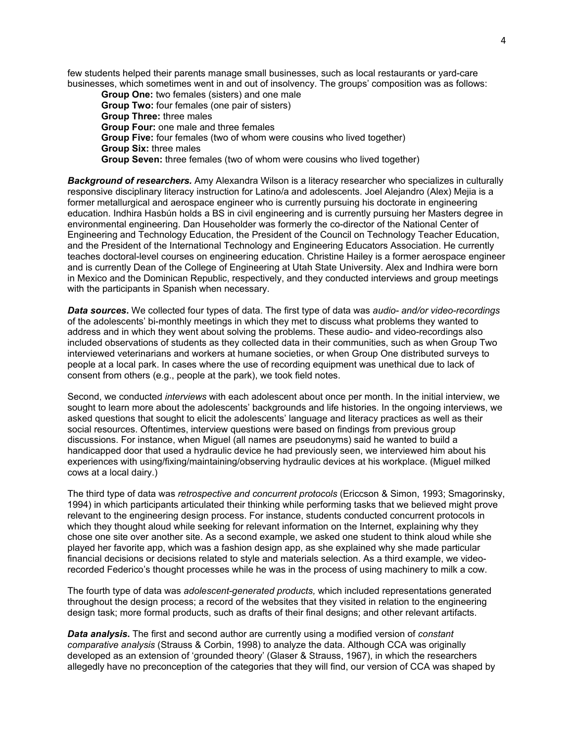few students helped their parents manage small businesses, such as local restaurants or yard-care businesses, which sometimes went in and out of insolvency. The groups' composition was as follows:

**Group One:** two females (sisters) and one male
**Group Two:** four females (one pair of sisters)
**Group Three:** three males
**Group Four:** one male and three females
**Group Five:** four females (two of whom were cousins who lived together)
**Group Six:** three males
**Group Seven:** three females (two of whom were cousins who lived together)

***Background of researchers.*** Amy Alexandra Wilson is a literacy researcher who specializes in culturally responsive disciplinary literacy instruction for Latino/a and adolescents. Joel Alejandro (Alex) Mejia is a former metallurgical and aerospace engineer who is currently pursuing his doctorate in engineering education. Indhira Hasbún holds a BS in civil engineering and is currently pursuing her Masters degree in environmental engineering. Dan Householder was formerly the co-director of the National Center of Engineering and Technology Education, the President of the Council on Technology Teacher Education, and the President of the International Technology and Engineering Educators Association. He currently teaches doctoral-level courses on engineering education. Christine Hailey is a former aerospace engineer and is currently Dean of the College of Engineering at Utah State University. Alex and Indhira were born in Mexico and the Dominican Republic, respectively, and they conducted interviews and group meetings with the participants in Spanish when necessary.

***Data sources*.** We collected four types of data. The first type of data was *audio- and/or video-recordings* of the adolescents' bi-monthly meetings in which they met to discuss what problems they wanted to address and in which they went about solving the problems. These audio- and video-recordings also included observations of students as they collected data in their communities, such as when Group Two interviewed veterinarians and workers at humane societies, or when Group One distributed surveys to people at a local park. In cases where the use of recording equipment was unethical due to lack of consent from others (e.g., people at the park), we took field notes.

Second, we conducted *interviews* with each adolescent about once per month. In the initial interview, we sought to learn more about the adolescents' backgrounds and life histories. In the ongoing interviews, we asked questions that sought to elicit the adolescents' language and literacy practices as well as their social resources. Oftentimes, interview questions were based on findings from previous group discussions. For instance, when Miguel (all names are pseudonyms) said he wanted to build a handicapped door that used a hydraulic device he had previously seen, we interviewed him about his experiences with using/fixing/maintaining/observing hydraulic devices at his workplace. (Miguel milked cows at a local dairy.)

The third type of data was *retrospective and concurrent protocols* (Ericcson & Simon, 1993; Smagorinsky, 1994) in which participants articulated their thinking while performing tasks that we believed might prove relevant to the engineering design process. For instance, students conducted concurrent protocols in which they thought aloud while seeking for relevant information on the Internet, explaining why they chose one site over another site. As a second example, we asked one student to think aloud while she played her favorite app, which was a fashion design app, as she explained why she made particular financial decisions or decisions related to style and materials selection. As a third example, we video-recorded Federico's thought processes while he was in the process of using machinery to milk a cow.

The fourth type of data was *adolescent-generated products,* which included representations generated throughout the design process; a record of the websites that they visited in relation to the engineering design task; more formal products, such as drafts of their final designs; and other relevant artifacts.

***Data analysis*.** The first and second author are currently using a modified version of *constant comparative analysis* (Strauss & Corbin, 1998) to analyze the data. Although CCA was originally developed as an extension of 'grounded theory' (Glaser & Strauss, 1967), in which the researchers allegedly have no preconception of the categories that they will find, our version of CCA was shaped by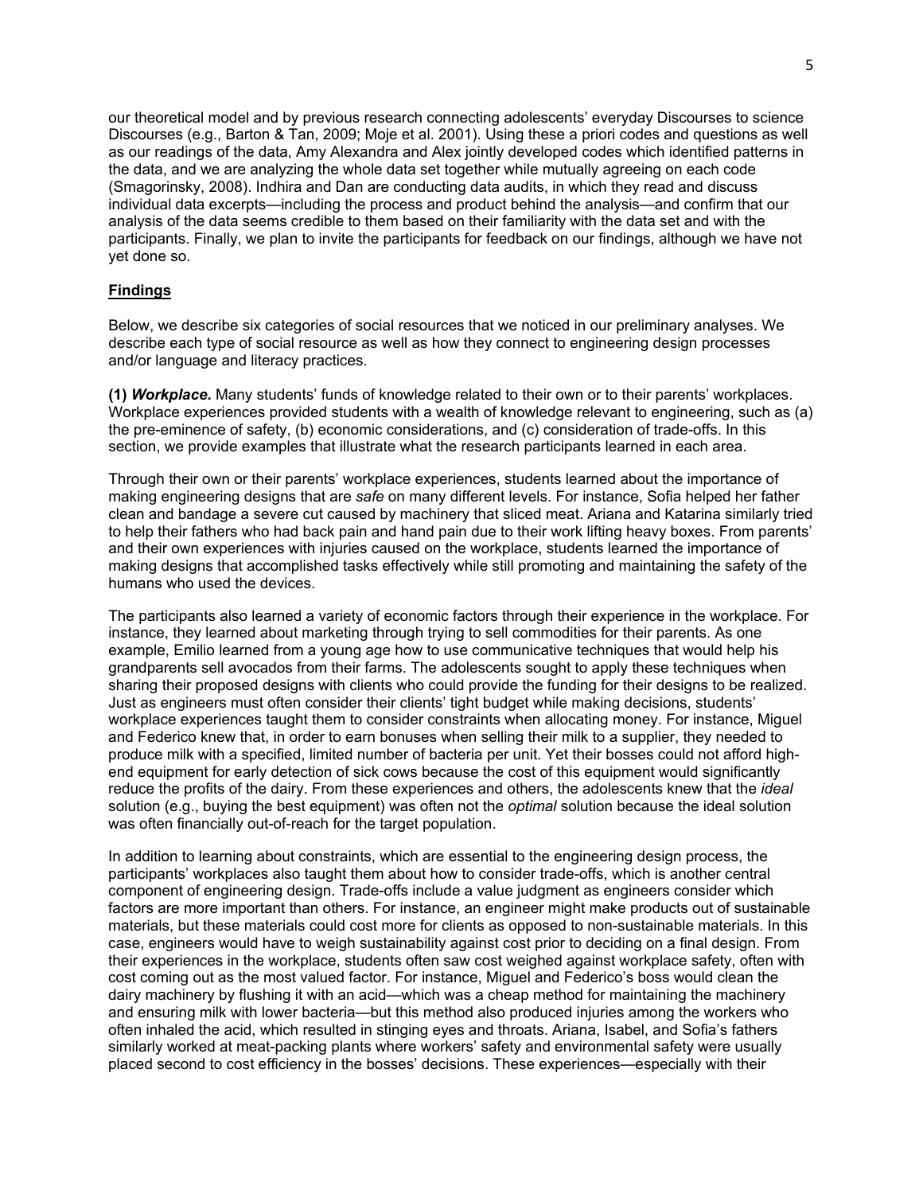our theoretical model and by previous research connecting adolescents' everyday Discourses to science Discourses (e.g., Barton & Tan, 2009; Moje et al. 2001). Using these a priori codes and questions as well as our readings of the data, Amy Alexandra and Alex jointly developed codes which identified patterns in the data, and we are analyzing the whole data set together while mutually agreeing on each code (Smagorinsky, 2008). Indhira and Dan are conducting data audits, in which they read and discuss individual data excerpts—including the process and product behind the analysis—and confirm that our analysis of the data seems credible to them based on their familiarity with the data set and with the participants. Finally, we plan to invite the participants for feedback on our findings, although we have not yet done so.

## Findings

Below, we describe six categories of social resources that we noticed in our preliminary analyses. We describe each type of social resource as well as how they connect to engineering design processes and/or language and literacy practices.

**(1) *Workplace.*** Many students' funds of knowledge related to their own or to their parents' workplaces. Workplace experiences provided students with a wealth of knowledge relevant to engineering, such as (a) the pre-eminence of safety, (b) economic considerations, and (c) consideration of trade-offs. In this section, we provide examples that illustrate what the research participants learned in each area.

Through their own or their parents' workplace experiences, students learned about the importance of making engineering designs that are *safe* on many different levels. For instance, Sofia helped her father clean and bandage a severe cut caused by machinery that sliced meat. Ariana and Katarina similarly tried to help their fathers who had back pain and hand pain due to their work lifting heavy boxes. From parents' and their own experiences with injuries caused on the workplace, students learned the importance of making designs that accomplished tasks effectively while still promoting and maintaining the safety of the humans who used the devices.

The participants also learned a variety of economic factors through their experience in the workplace. For instance, they learned about marketing through trying to sell commodities for their parents. As one example, Emilio learned from a young age how to use communicative techniques that would help his grandparents sell avocados from their farms. The adolescents sought to apply these techniques when sharing their proposed designs with clients who could provide the funding for their designs to be realized. Just as engineers must often consider their clients' tight budget while making decisions, students' workplace experiences taught them to consider constraints when allocating money. For instance, Miguel and Federico knew that, in order to earn bonuses when selling their milk to a supplier, they needed to produce milk with a specified, limited number of bacteria per unit. Yet their bosses could not afford high-end equipment for early detection of sick cows because the cost of this equipment would significantly reduce the profits of the dairy. From these experiences and others, the adolescents knew that the *ideal* solution (e.g., buying the best equipment) was often not the *optimal* solution because the ideal solution was often financially out-of-reach for the target population.

In addition to learning about constraints, which are essential to the engineering design process, the participants' workplaces also taught them about how to consider trade-offs, which is another central component of engineering design. Trade-offs include a value judgment as engineers consider which factors are more important than others. For instance, an engineer might make products out of sustainable materials, but these materials could cost more for clients as opposed to non-sustainable materials. In this case, engineers would have to weigh sustainability against cost prior to deciding on a final design. From their experiences in the workplace, students often saw cost weighed against workplace safety, often with cost coming out as the most valued factor. For instance, Miguel and Federico's boss would clean the dairy machinery by flushing it with an acid—which was a cheap method for maintaining the machinery and ensuring milk with lower bacteria—but this method also produced injuries among the workers who often inhaled the acid, which resulted in stinging eyes and throats. Ariana, Isabel, and Sofia's fathers similarly worked at meat-packing plants where workers' safety and environmental safety were usually placed second to cost efficiency in the bosses' decisions. These experiences—especially with their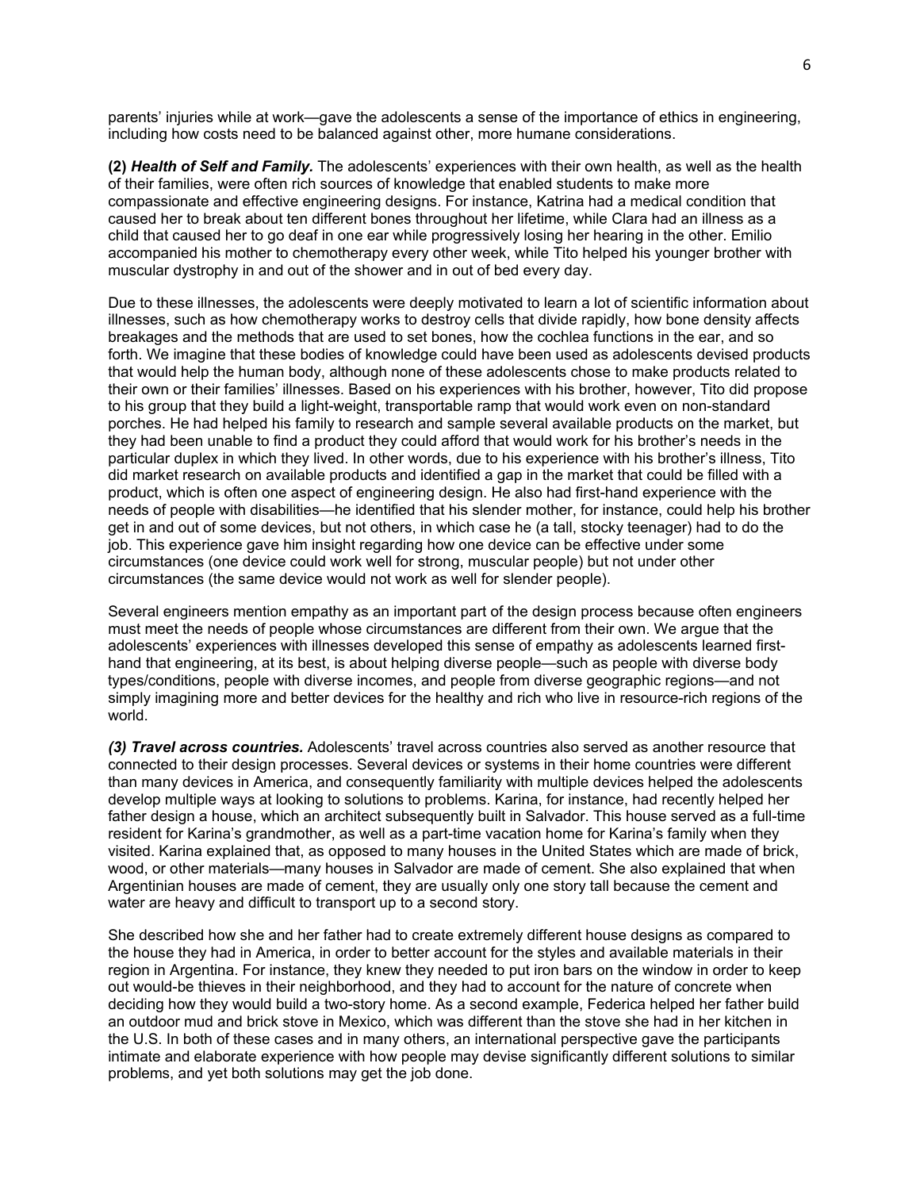parents' injuries while at work—gave the adolescents a sense of the importance of ethics in engineering, including how costs need to be balanced against other, more humane considerations.

**(2)** ***Health of Self and Family.*** The adolescents' experiences with their own health, as well as the health of their families, were often rich sources of knowledge that enabled students to make more compassionate and effective engineering designs. For instance, Katrina had a medical condition that caused her to break about ten different bones throughout her lifetime, while Clara had an illness as a child that caused her to go deaf in one ear while progressively losing her hearing in the other. Emilio accompanied his mother to chemotherapy every other week, while Tito helped his younger brother with muscular dystrophy in and out of the shower and in out of bed every day.

Due to these illnesses, the adolescents were deeply motivated to learn a lot of scientific information about illnesses, such as how chemotherapy works to destroy cells that divide rapidly, how bone density affects breakages and the methods that are used to set bones, how the cochlea functions in the ear, and so forth. We imagine that these bodies of knowledge could have been used as adolescents devised products that would help the human body, although none of these adolescents chose to make products related to their own or their families' illnesses. Based on his experiences with his brother, however, Tito did propose to his group that they build a light-weight, transportable ramp that would work even on non-standard porches. He had helped his family to research and sample several available products on the market, but they had been unable to find a product they could afford that would work for his brother's needs in the particular duplex in which they lived. In other words, due to his experience with his brother's illness, Tito did market research on available products and identified a gap in the market that could be filled with a product, which is often one aspect of engineering design. He also had first-hand experience with the needs of people with disabilities—he identified that his slender mother, for instance, could help his brother get in and out of some devices, but not others, in which case he (a tall, stocky teenager) had to do the job. This experience gave him insight regarding how one device can be effective under some circumstances (one device could work well for strong, muscular people) but not under other circumstances (the same device would not work as well for slender people).

Several engineers mention empathy as an important part of the design process because often engineers must meet the needs of people whose circumstances are different from their own. We argue that the adolescents' experiences with illnesses developed this sense of empathy as adolescents learned first-hand that engineering, at its best, is about helping diverse people—such as people with diverse body types/conditions, people with diverse incomes, and people from diverse geographic regions—and not simply imagining more and better devices for the healthy and rich who live in resource-rich regions of the world.

***(3) Travel across countries.*** Adolescents' travel across countries also served as another resource that connected to their design processes. Several devices or systems in their home countries were different than many devices in America, and consequently familiarity with multiple devices helped the adolescents develop multiple ways at looking to solutions to problems. Karina, for instance, had recently helped her father design a house, which an architect subsequently built in Salvador. This house served as a full-time resident for Karina's grandmother, as well as a part-time vacation home for Karina's family when they visited. Karina explained that, as opposed to many houses in the United States which are made of brick, wood, or other materials—many houses in Salvador are made of cement. She also explained that when Argentinian houses are made of cement, they are usually only one story tall because the cement and water are heavy and difficult to transport up to a second story.

She described how she and her father had to create extremely different house designs as compared to the house they had in America, in order to better account for the styles and available materials in their region in Argentina. For instance, they knew they needed to put iron bars on the window in order to keep out would-be thieves in their neighborhood, and they had to account for the nature of concrete when deciding how they would build a two-story home. As a second example, Federica helped her father build an outdoor mud and brick stove in Mexico, which was different than the stove she had in her kitchen in the U.S. In both of these cases and in many others, an international perspective gave the participants intimate and elaborate experience with how people may devise significantly different solutions to similar problems, and yet both solutions may get the job done.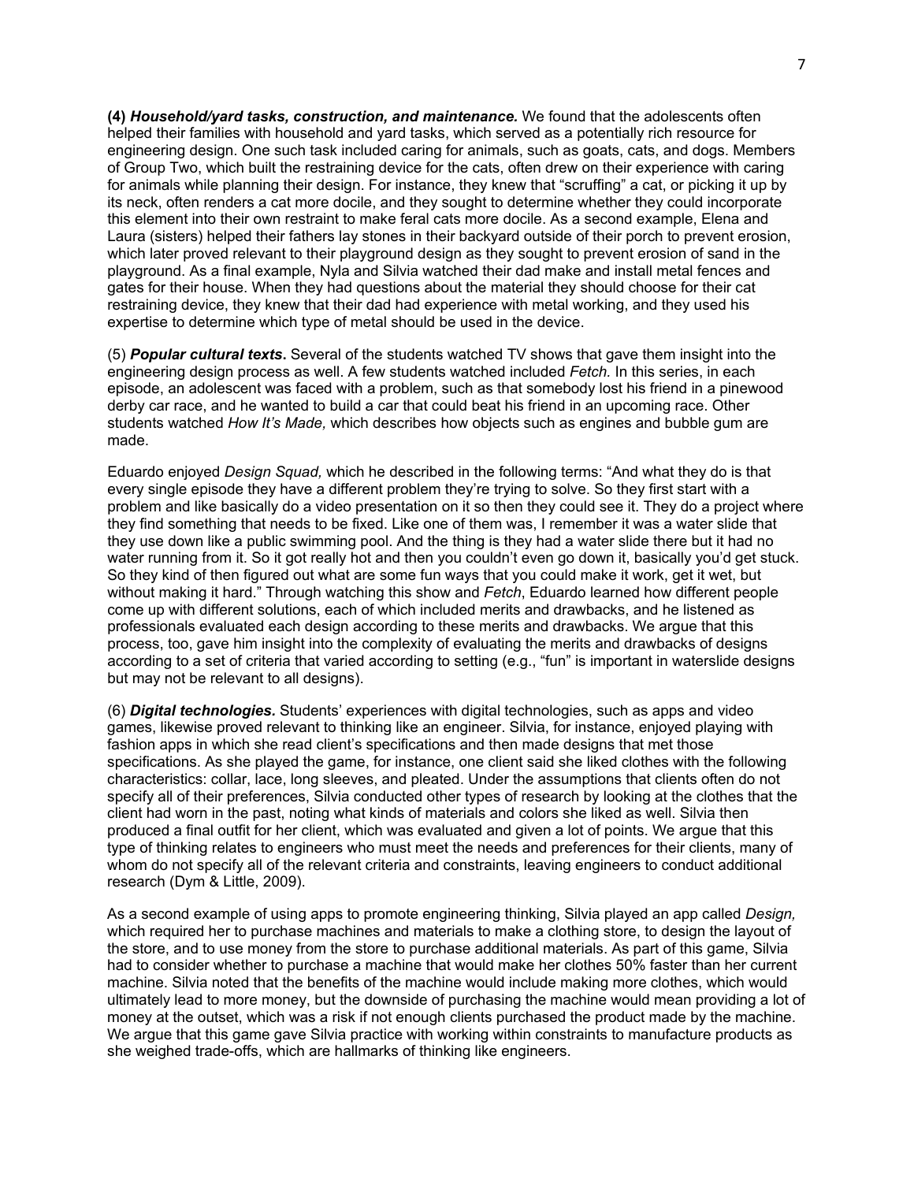**(4)** ***Household/yard tasks, construction, and maintenance.*** We found that the adolescents often helped their families with household and yard tasks, which served as a potentially rich resource for engineering design. One such task included caring for animals, such as goats, cats, and dogs. Members of Group Two, which built the restraining device for the cats, often drew on their experience with caring for animals while planning their design. For instance, they knew that "scruffing" a cat, or picking it up by its neck, often renders a cat more docile, and they sought to determine whether they could incorporate this element into their own restraint to make feral cats more docile. As a second example, Elena and Laura (sisters) helped their fathers lay stones in their backyard outside of their porch to prevent erosion, which later proved relevant to their playground design as they sought to prevent erosion of sand in the playground. As a final example, Nyla and Silvia watched their dad make and install metal fences and gates for their house. When they had questions about the material they should choose for their cat restraining device, they knew that their dad had experience with metal working, and they used his expertise to determine which type of metal should be used in the device.

(5) ***Popular cultural texts*****.** Several of the students watched TV shows that gave them insight into the engineering design process as well. A few students watched included *Fetch.* In this series, in each episode, an adolescent was faced with a problem, such as that somebody lost his friend in a pinewood derby car race, and he wanted to build a car that could beat his friend in an upcoming race. Other students watched *How It's Made,* which describes how objects such as engines and bubble gum are made.

Eduardo enjoyed *Design Squad,* which he described in the following terms: "And what they do is that every single episode they have a different problem they're trying to solve. So they first start with a problem and like basically do a video presentation on it so then they could see it. They do a project where they find something that needs to be fixed. Like one of them was, I remember it was a water slide that they use down like a public swimming pool. And the thing is they had a water slide there but it had no water running from it. So it got really hot and then you couldn't even go down it, basically you'd get stuck. So they kind of then figured out what are some fun ways that you could make it work, get it wet, but without making it hard." Through watching this show and *Fetch*, Eduardo learned how different people come up with different solutions, each of which included merits and drawbacks, and he listened as professionals evaluated each design according to these merits and drawbacks. We argue that this process, too, gave him insight into the complexity of evaluating the merits and drawbacks of designs according to a set of criteria that varied according to setting (e.g., "fun" is important in waterslide designs but may not be relevant to all designs).

(6) ***Digital technologies.*** Students' experiences with digital technologies, such as apps and video games, likewise proved relevant to thinking like an engineer. Silvia, for instance, enjoyed playing with fashion apps in which she read client's specifications and then made designs that met those specifications. As she played the game, for instance, one client said she liked clothes with the following characteristics: collar, lace, long sleeves, and pleated. Under the assumptions that clients often do not specify all of their preferences, Silvia conducted other types of research by looking at the clothes that the client had worn in the past, noting what kinds of materials and colors she liked as well. Silvia then produced a final outfit for her client, which was evaluated and given a lot of points. We argue that this type of thinking relates to engineers who must meet the needs and preferences for their clients, many of whom do not specify all of the relevant criteria and constraints, leaving engineers to conduct additional research (Dym & Little, 2009).

As a second example of using apps to promote engineering thinking, Silvia played an app called *Design,* which required her to purchase machines and materials to make a clothing store, to design the layout of the store, and to use money from the store to purchase additional materials. As part of this game, Silvia had to consider whether to purchase a machine that would make her clothes 50% faster than her current machine. Silvia noted that the benefits of the machine would include making more clothes, which would ultimately lead to more money, but the downside of purchasing the machine would mean providing a lot of money at the outset, which was a risk if not enough clients purchased the product made by the machine. We argue that this game gave Silvia practice with working within constraints to manufacture products as she weighed trade-offs, which are hallmarks of thinking like engineers.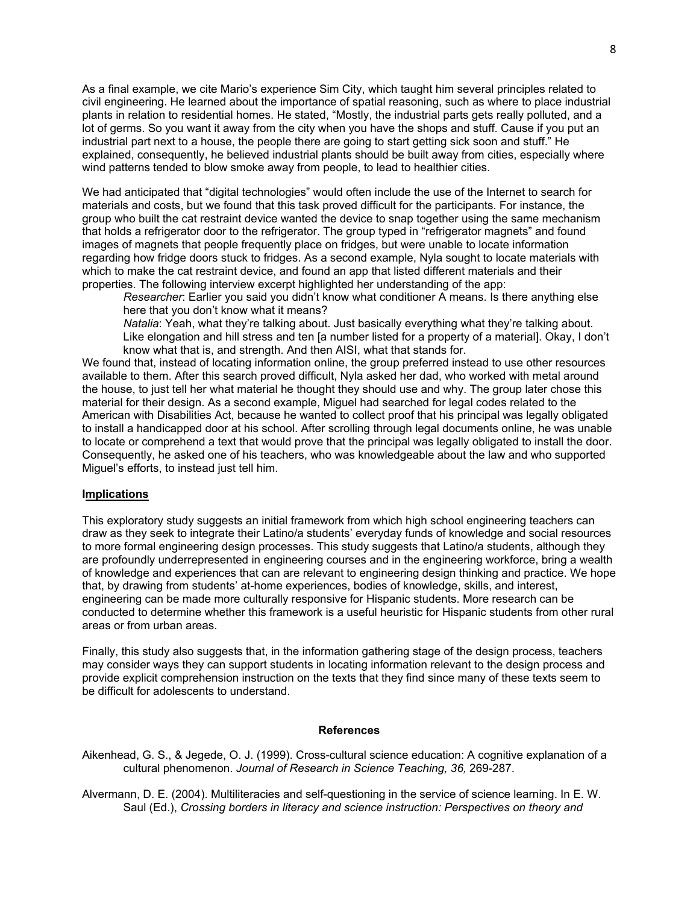As a final example, we cite Mario's experience Sim City, which taught him several principles related to civil engineering. He learned about the importance of spatial reasoning, such as where to place industrial plants in relation to residential homes. He stated, "Mostly, the industrial parts gets really polluted, and a lot of germs. So you want it away from the city when you have the shops and stuff. Cause if you put an industrial part next to a house, the people there are going to start getting sick soon and stuff." He explained, consequently, he believed industrial plants should be built away from cities, especially where wind patterns tended to blow smoke away from people, to lead to healthier cities.

We had anticipated that "digital technologies" would often include the use of the Internet to search for materials and costs, but we found that this task proved difficult for the participants. For instance, the group who built the cat restraint device wanted the device to snap together using the same mechanism that holds a refrigerator door to the refrigerator. The group typed in "refrigerator magnets" and found images of magnets that people frequently place on fridges, but were unable to locate information regarding how fridge doors stuck to fridges. As a second example, Nyla sought to locate materials with which to make the cat restraint device, and found an app that listed different materials and their properties. The following interview excerpt highlighted her understanding of the app:

> *Researcher*: Earlier you said you didn't know what conditioner A means. Is there anything else here that you don't know what it means?
>
> *Natalia*: Yeah, what they're talking about. Just basically everything what they're talking about. Like elongation and hill stress and ten [a number listed for a property of a material]. Okay, I don't know what that is, and strength. And then AISI, what that stands for.

We found that, instead of locating information online, the group preferred instead to use other resources available to them. After this search proved difficult, Nyla asked her dad, who worked with metal around the house, to just tell her what material he thought they should use and why. The group later chose this material for their design. As a second example, Miguel had searched for legal codes related to the American with Disabilities Act, because he wanted to collect proof that his principal was legally obligated to install a handicapped door at his school. After scrolling through legal documents online, he was unable to locate or comprehend a text that would prove that the principal was legally obligated to install the door. Consequently, he asked one of his teachers, who was knowledgeable about the law and who supported Miguel's efforts, to instead just tell him.

## Implications

This exploratory study suggests an initial framework from which high school engineering teachers can draw as they seek to integrate their Latino/a students' everyday funds of knowledge and social resources to more formal engineering design processes. This study suggests that Latino/a students, although they are profoundly underrepresented in engineering courses and in the engineering workforce, bring a wealth of knowledge and experiences that can are relevant to engineering design thinking and practice. We hope that, by drawing from students' at-home experiences, bodies of knowledge, skills, and interest, engineering can be made more culturally responsive for Hispanic students. More research can be conducted to determine whether this framework is a useful heuristic for Hispanic students from other rural areas or from urban areas.

Finally, this study also suggests that, in the information gathering stage of the design process, teachers may consider ways they can support students in locating information relevant to the design process and provide explicit comprehension instruction on the texts that they find since many of these texts seem to be difficult for adolescents to understand.

## References

Aikenhead, G. S., & Jegede, O. J. (1999). Cross-cultural science education: A cognitive explanation of a cultural phenomenon. *Journal of Research in Science Teaching, 36,* 269-287.

Alvermann, D. E. (2004). Multiliteracies and self-questioning in the service of science learning. In E. W. Saul (Ed.), *Crossing borders in literacy and science instruction: Perspectives on theory and*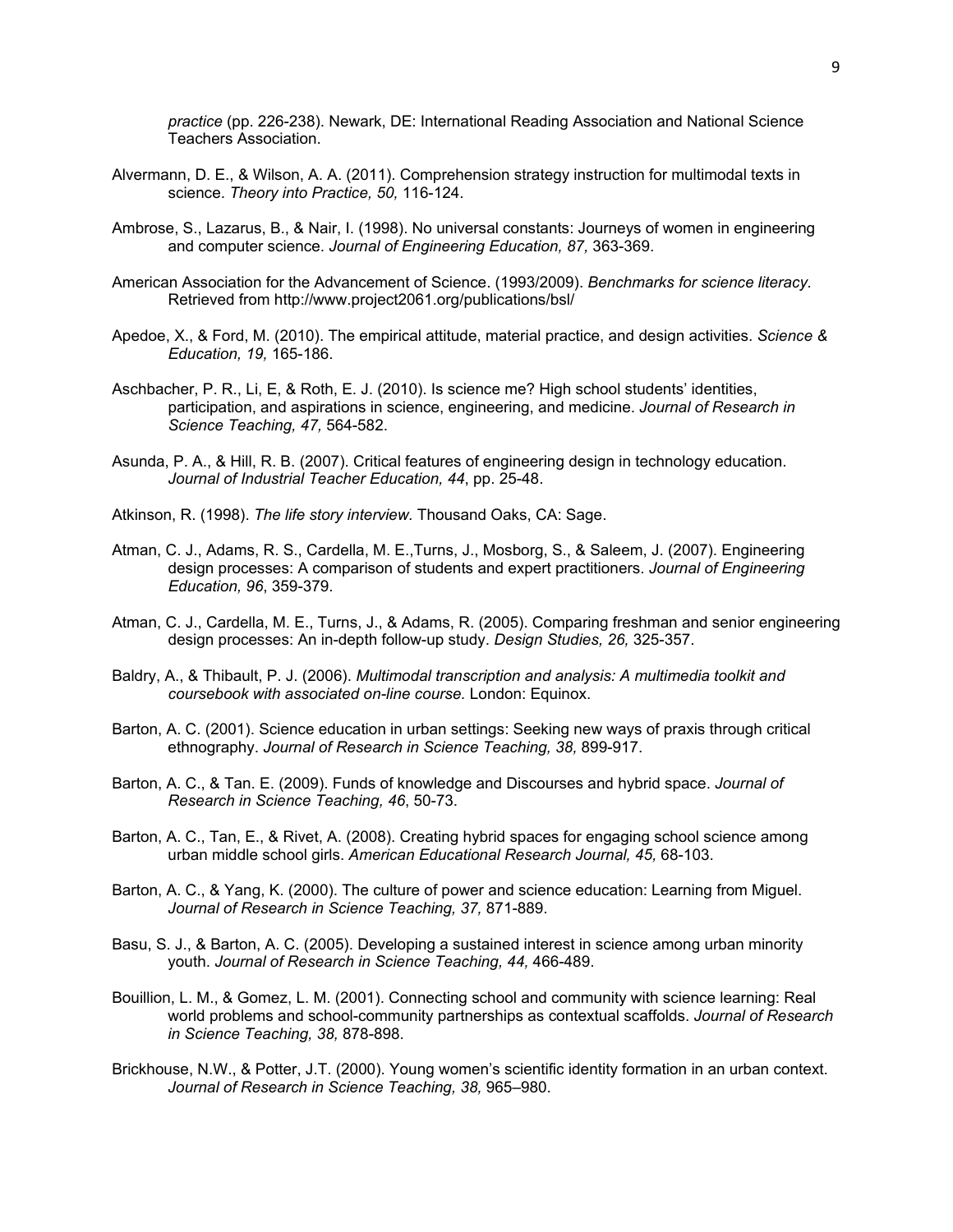*practice* (pp. 226-238). Newark, DE: International Reading Association and National Science Teachers Association.

Alvermann, D. E., & Wilson, A. A. (2011). Comprehension strategy instruction for multimodal texts in science. *Theory into Practice, 50,* 116-124.

Ambrose, S., Lazarus, B., & Nair, I. (1998). No universal constants: Journeys of women in engineering and computer science. *Journal of Engineering Education, 87,* 363-369.

American Association for the Advancement of Science. (1993/2009). *Benchmarks for science literacy.* Retrieved from http://www.project2061.org/publications/bsl/

Apedoe, X., & Ford, M. (2010). The empirical attitude, material practice, and design activities. *Science & Education, 19,* 165-186.

Aschbacher, P. R., Li, E, & Roth, E. J. (2010). Is science me? High school students' identities, participation, and aspirations in science, engineering, and medicine. *Journal of Research in Science Teaching, 47,* 564-582.

Asunda, P. A., & Hill, R. B. (2007). Critical features of engineering design in technology education. *Journal of Industrial Teacher Education, 44*, pp. 25-48.

Atkinson, R. (1998). *The life story interview.* Thousand Oaks, CA: Sage.

Atman, C. J., Adams, R. S., Cardella, M. E.,Turns, J., Mosborg, S., & Saleem, J. (2007). Engineering design processes: A comparison of students and expert practitioners. *Journal of Engineering Education, 96*, 359-379.

Atman, C. J., Cardella, M. E., Turns, J., & Adams, R. (2005). Comparing freshman and senior engineering design processes: An in-depth follow-up study. *Design Studies, 26,* 325-357.

Baldry, A., & Thibault, P. J. (2006). *Multimodal transcription and analysis: A multimedia toolkit and coursebook with associated on-line course.* London: Equinox.

Barton, A. C. (2001). Science education in urban settings: Seeking new ways of praxis through critical ethnography. *Journal of Research in Science Teaching, 38,* 899-917.

Barton, A. C., & Tan. E. (2009). Funds of knowledge and Discourses and hybrid space. *Journal of Research in Science Teaching, 46*, 50-73.

Barton, A. C., Tan, E., & Rivet, A. (2008). Creating hybrid spaces for engaging school science among urban middle school girls. *American Educational Research Journal, 45,* 68-103.

Barton, A. C., & Yang, K. (2000). The culture of power and science education: Learning from Miguel. *Journal of Research in Science Teaching, 37,* 871-889.

Basu, S. J., & Barton, A. C. (2005). Developing a sustained interest in science among urban minority youth. *Journal of Research in Science Teaching, 44,* 466-489.

Bouillion, L. M., & Gomez, L. M. (2001). Connecting school and community with science learning: Real world problems and school-community partnerships as contextual scaffolds. *Journal of Research in Science Teaching, 38,* 878-898.

Brickhouse, N.W., & Potter, J.T. (2000). Young women's scientific identity formation in an urban context. *Journal of Research in Science Teaching, 38,* 965–980.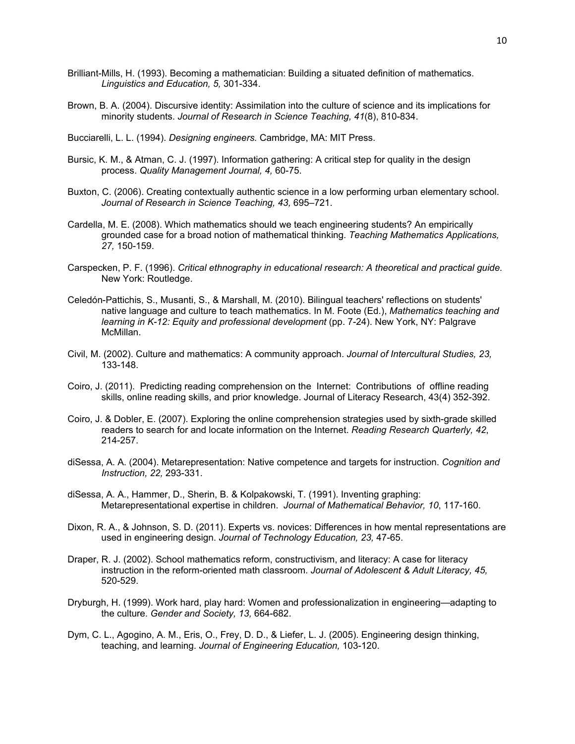Brilliant-Mills, H. (1993). Becoming a mathematician: Building a situated definition of mathematics. *Linguistics and Education, 5,* 301-334.

Brown, B. A. (2004). Discursive identity: Assimilation into the culture of science and its implications for minority students. *Journal of Research in Science Teaching, 41*(8), 810-834.

Bucciarelli, L. L. (1994). *Designing engineers.* Cambridge, MA: MIT Press.

Bursic, K. M., & Atman, C. J. (1997). Information gathering: A critical step for quality in the design process. *Quality Management Journal, 4,* 60-75.

Buxton, C. (2006). Creating contextually authentic science in a low performing urban elementary school. *Journal of Research in Science Teaching, 43,* 695–721.

Cardella, M. E. (2008). Which mathematics should we teach engineering students? An empirically grounded case for a broad notion of mathematical thinking. *Teaching Mathematics Applications, 27,* 150-159.

Carspecken, P. F. (1996). *Critical ethnography in educational research: A theoretical and practical guide.* New York: Routledge.

Celedón-Pattichis, S., Musanti, S., & Marshall, M. (2010). Bilingual teachers' reflections on students' native language and culture to teach mathematics. In M. Foote (Ed.), *Mathematics teaching and learning in K-12: Equity and professional development* (pp. 7-24). New York, NY: Palgrave McMillan.

Civil, M. (2002). Culture and mathematics: A community approach. *Journal of Intercultural Studies, 23,* 133-148.

Coiro, J. (2011). Predicting reading comprehension on the Internet: Contributions of offline reading skills, online reading skills, and prior knowledge. Journal of Literacy Research, 43(4) 352-392.

Coiro, J. & Dobler, E. (2007). Exploring the online comprehension strategies used by sixth-grade skilled readers to search for and locate information on the Internet. *Reading Research Quarterly, 42*, 214-257.

diSessa, A. A. (2004). Metarepresentation: Native competence and targets for instruction. *Cognition and Instruction, 22,* 293-331.

diSessa, A. A., Hammer, D., Sherin, B. & Kolpakowski, T. (1991). Inventing graphing: Metarepresentational expertise in children. *Journal of Mathematical Behavior, 10*, 117-160.

Dixon, R. A., & Johnson, S. D. (2011). Experts vs. novices: Differences in how mental representations are used in engineering design. *Journal of Technology Education, 23,* 47-65.

Draper, R. J. (2002). School mathematics reform, constructivism, and literacy: A case for literacy instruction in the reform-oriented math classroom. *Journal of Adolescent & Adult Literacy, 45,* 520-529.

Dryburgh, H. (1999). Work hard, play hard: Women and professionalization in engineering—adapting to the culture. *Gender and Society, 13,* 664-682.

Dym, C. L., Agogino, A. M., Eris, O., Frey, D. D., & Liefer, L. J. (2005). Engineering design thinking, teaching, and learning. *Journal of Engineering Education,* 103-120.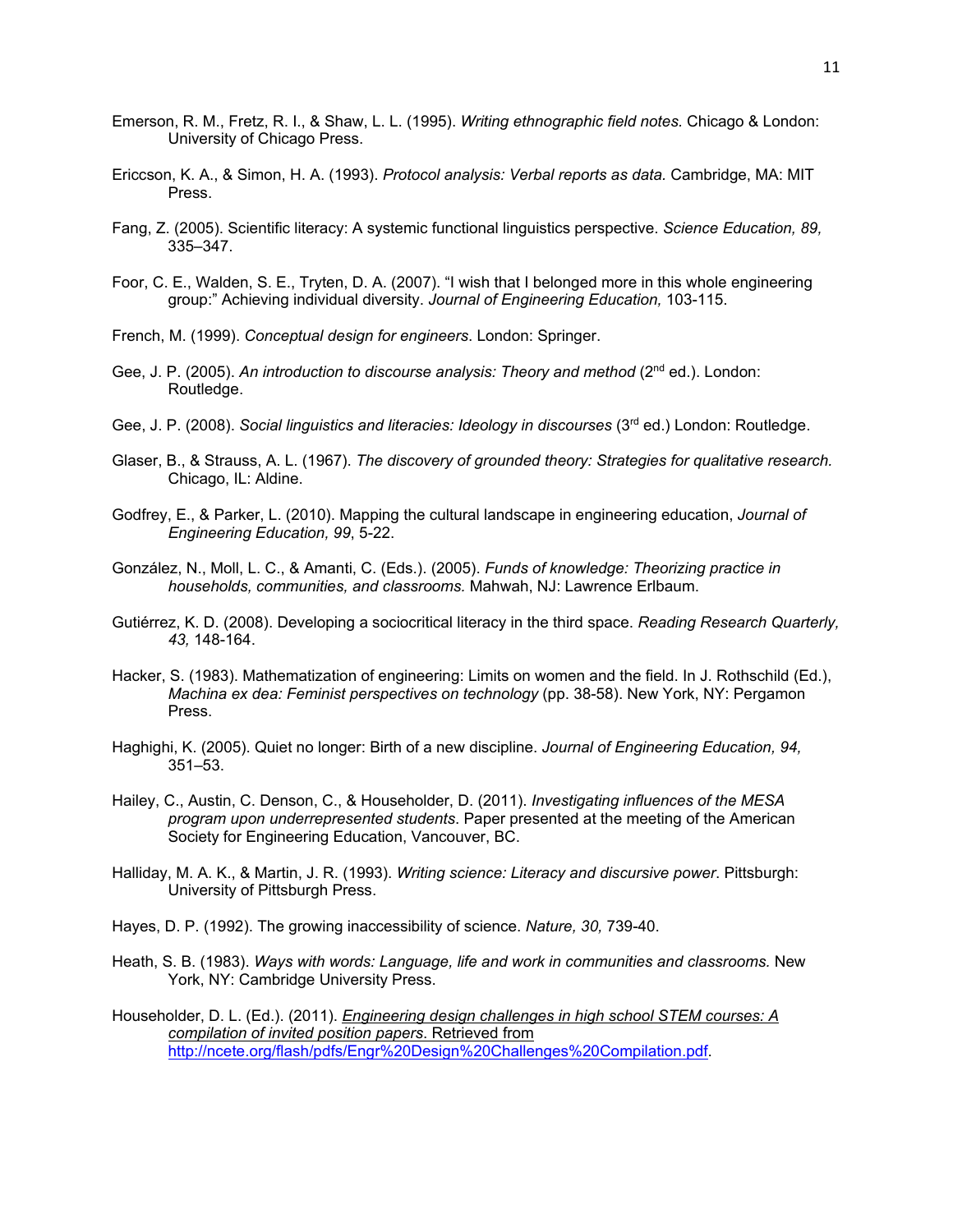Emerson, R. M., Fretz, R. I., & Shaw, L. L. (1995). *Writing ethnographic field notes.* Chicago & London: University of Chicago Press.

Ericcson, K. A., & Simon, H. A. (1993). *Protocol analysis: Verbal reports as data.* Cambridge, MA: MIT Press.

Fang, Z. (2005). Scientific literacy: A systemic functional linguistics perspective. *Science Education, 89,* 335–347.

Foor, C. E., Walden, S. E., Tryten, D. A. (2007). "I wish that I belonged more in this whole engineering group:" Achieving individual diversity. *Journal of Engineering Education,* 103-115.

French, M. (1999). *Conceptual design for engineers*. London: Springer.

Gee, J. P. (2005). *An introduction to discourse analysis: Theory and method* (2nd ed.). London: Routledge.

Gee, J. P. (2008). *Social linguistics and literacies: Ideology in discourses* (3rd ed.) London: Routledge.

Glaser, B., & Strauss, A. L. (1967). *The discovery of grounded theory: Strategies for qualitative research.* Chicago, IL: Aldine.

Godfrey, E., & Parker, L. (2010). Mapping the cultural landscape in engineering education, *Journal of Engineering Education, 99*, 5-22.

González, N., Moll, L. C., & Amanti, C. (Eds.). (2005). *Funds of knowledge: Theorizing practice in households, communities, and classrooms.* Mahwah, NJ: Lawrence Erlbaum.

Gutiérrez, K. D. (2008). Developing a sociocritical literacy in the third space. *Reading Research Quarterly, 43,* 148-164.

Hacker, S. (1983). Mathematization of engineering: Limits on women and the field. In J. Rothschild (Ed.), *Machina ex dea: Feminist perspectives on technology* (pp. 38-58). New York, NY: Pergamon Press.

Haghighi, K. (2005). Quiet no longer: Birth of a new discipline. *Journal of Engineering Education, 94,* 351–53.

Hailey, C., Austin, C. Denson, C., & Householder, D. (2011). *Investigating influences of the MESA program upon underrepresented students*. Paper presented at the meeting of the American Society for Engineering Education, Vancouver, BC.

Halliday, M. A. K., & Martin, J. R. (1993). *Writing science: Literacy and discursive power*. Pittsburgh: University of Pittsburgh Press.

Hayes, D. P. (1992). The growing inaccessibility of science. *Nature, 30,* 739-40.

Heath, S. B. (1983). *Ways with words: Language, life and work in communities and classrooms.* New York, NY: Cambridge University Press.

Householder, D. L. (Ed.). (2011). *Engineering design challenges in high school STEM courses: A compilation of invited position papers*. Retrieved from http://ncete.org/flash/pdfs/Engr%20Design%20Challenges%20Compilation.pdf.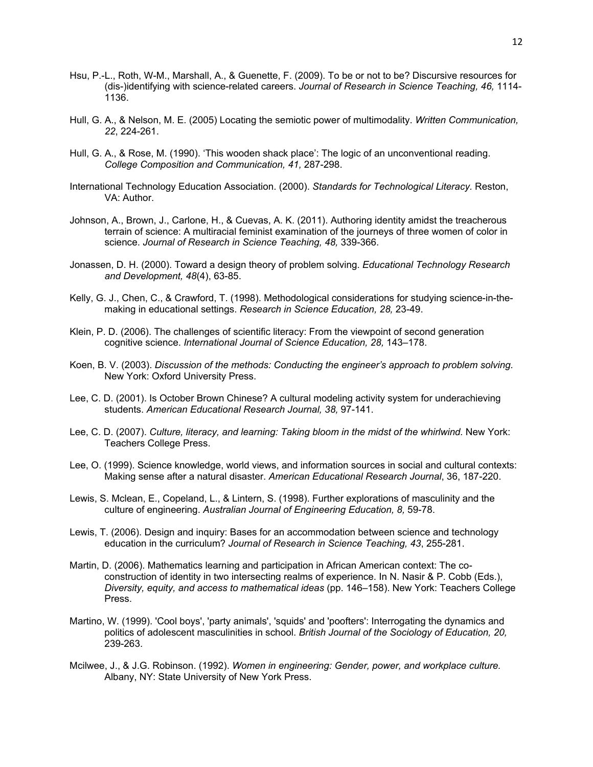Hsu, P.-L., Roth, W-M., Marshall, A., & Guenette, F. (2009). To be or not to be? Discursive resources for (dis-)identifying with science-related careers. *Journal of Research in Science Teaching, 46,* 1114-1136.

Hull, G. A., & Nelson, M. E. (2005) Locating the semiotic power of multimodality. *Written Communication, 22*, 224-261.

Hull, G. A., & Rose, M. (1990). 'This wooden shack place': The logic of an unconventional reading. *College Composition and Communication, 41,* 287-298.

International Technology Education Association. (2000). *Standards for Technological Literacy*. Reston, VA: Author.

Johnson, A., Brown, J., Carlone, H., & Cuevas, A. K. (2011). Authoring identity amidst the treacherous terrain of science: A multiracial feminist examination of the journeys of three women of color in science. *Journal of Research in Science Teaching, 48,* 339-366.

Jonassen, D. H. (2000). Toward a design theory of problem solving. *Educational Technology Research and Development, 48*(4), 63-85.

Kelly, G. J., Chen, C., & Crawford, T. (1998). Methodological considerations for studying science-in-the-making in educational settings. *Research in Science Education, 28,* 23-49.

Klein, P. D. (2006). The challenges of scientific literacy: From the viewpoint of second generation cognitive science. *International Journal of Science Education, 28,* 143–178.

Koen, B. V. (2003). *Discussion of the methods: Conducting the engineer's approach to problem solving*. New York: Oxford University Press.

Lee, C. D. (2001). Is October Brown Chinese? A cultural modeling activity system for underachieving students. *American Educational Research Journal, 38,* 97-141.

Lee, C. D. (2007). *Culture, literacy, and learning: Taking bloom in the midst of the whirlwind.* New York: Teachers College Press.

Lee, O. (1999). Science knowledge, world views, and information sources in social and cultural contexts: Making sense after a natural disaster. *American Educational Research Journal*, 36, 187-220.

Lewis, S. Mclean, E., Copeland, L., & Lintern, S. (1998). Further explorations of masculinity and the culture of engineering. *Australian Journal of Engineering Education, 8,* 59-78.

Lewis, T. (2006). Design and inquiry: Bases for an accommodation between science and technology education in the curriculum? *Journal of Research in Science Teaching, 43*, 255-281.

Martin, D. (2006). Mathematics learning and participation in African American context: The co-construction of identity in two intersecting realms of experience. In N. Nasir & P. Cobb (Eds.), *Diversity, equity, and access to mathematical ideas* (pp. 146–158). New York: Teachers College Press.

Martino, W. (1999). 'Cool boys', 'party animals', 'squids' and 'poofters': Interrogating the dynamics and politics of adolescent masculinities in school. *British Journal of the Sociology of Education, 20,* 239-263.

Mcilwee, J., & J.G. Robinson. (1992). *Women in engineering: Gender, power, and workplace culture.* Albany, NY: State University of New York Press.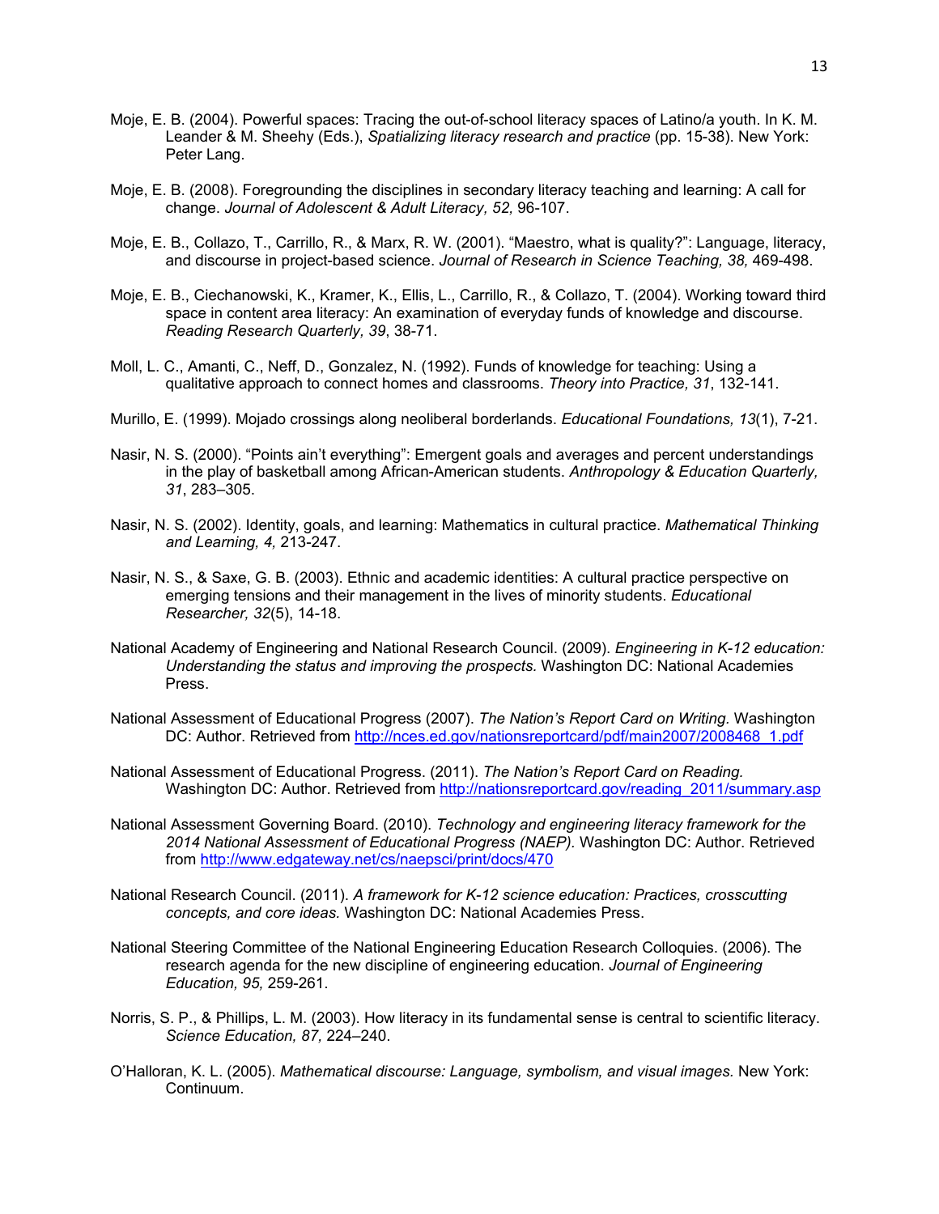Moje, E. B. (2004). Powerful spaces: Tracing the out-of-school literacy spaces of Latino/a youth. In K. M. Leander & M. Sheehy (Eds.), *Spatializing literacy research and practice* (pp. 15-38). New York: Peter Lang.

Moje, E. B. (2008). Foregrounding the disciplines in secondary literacy teaching and learning: A call for change. *Journal of Adolescent & Adult Literacy, 52,* 96-107.

Moje, E. B., Collazo, T., Carrillo, R., & Marx, R. W. (2001). "Maestro, what is quality?": Language, literacy, and discourse in project-based science. *Journal of Research in Science Teaching, 38,* 469-498.

Moje, E. B., Ciechanowski, K., Kramer, K., Ellis, L., Carrillo, R., & Collazo, T. (2004). Working toward third space in content area literacy: An examination of everyday funds of knowledge and discourse. *Reading Research Quarterly, 39*, 38-71.

Moll, L. C., Amanti, C., Neff, D., Gonzalez, N. (1992). Funds of knowledge for teaching: Using a qualitative approach to connect homes and classrooms. *Theory into Practice, 31*, 132-141.

Murillo, E. (1999). Mojado crossings along neoliberal borderlands. *Educational Foundations, 13*(1), 7-21.

Nasir, N. S. (2000). "Points ain't everything": Emergent goals and averages and percent understandings in the play of basketball among African-American students. *Anthropology & Education Quarterly, 31*, 283–305.

Nasir, N. S. (2002). Identity, goals, and learning: Mathematics in cultural practice. *Mathematical Thinking and Learning, 4,* 213-247.

Nasir, N. S., & Saxe, G. B. (2003). Ethnic and academic identities: A cultural practice perspective on emerging tensions and their management in the lives of minority students. *Educational Researcher, 32*(5), 14-18.

National Academy of Engineering and National Research Council. (2009). *Engineering in K-12 education: Understanding the status and improving the prospects.* Washington DC: National Academies Press.

National Assessment of Educational Progress (2007). *The Nation's Report Card on Writing.* Washington DC: Author. Retrieved from http://nces.ed.gov/nationsreportcard/pdf/main2007/2008468_1.pdf

National Assessment of Educational Progress. (2011). *The Nation's Report Card on Reading.* Washington DC: Author. Retrieved from http://nationsreportcard.gov/reading_2011/summary.asp

National Assessment Governing Board. (2010). *Technology and engineering literacy framework for the 2014 National Assessment of Educational Progress (NAEP).* Washington DC: Author. Retrieved from http://www.edgateway.net/cs/naepsci/print/docs/470

National Research Council. (2011). *A framework for K-12 science education: Practices, crosscutting concepts, and core ideas.* Washington DC: National Academies Press.

National Steering Committee of the National Engineering Education Research Colloquies. (2006). The research agenda for the new discipline of engineering education. *Journal of Engineering Education, 95,* 259-261.

Norris, S. P., & Phillips, L. M. (2003). How literacy in its fundamental sense is central to scientific literacy. *Science Education, 87,* 224–240.

O'Halloran, K. L. (2005). *Mathematical discourse: Language, symbolism, and visual images.* New York: Continuum.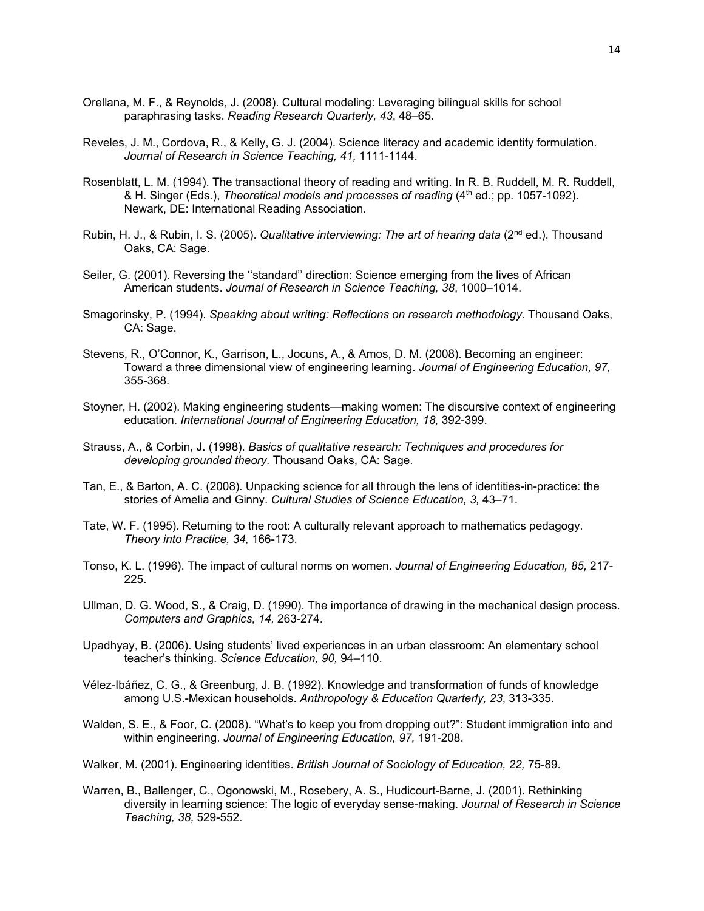Orellana, M. F., & Reynolds, J. (2008). Cultural modeling: Leveraging bilingual skills for school paraphrasing tasks. *Reading Research Quarterly, 43*, 48–65.

Reveles, J. M., Cordova, R., & Kelly, G. J. (2004). Science literacy and academic identity formulation. *Journal of Research in Science Teaching, 41,* 1111-1144.

Rosenblatt, L. M. (1994). The transactional theory of reading and writing. In R. B. Ruddell, M. R. Ruddell, & H. Singer (Eds.), *Theoretical models and processes of reading* (4th ed.; pp. 1057-1092). Newark, DE: International Reading Association.

Rubin, H. J., & Rubin, I. S. (2005). *Qualitative interviewing: The art of hearing data* (2nd ed.). Thousand Oaks, CA: Sage.

Seiler, G. (2001). Reversing the ''standard'' direction: Science emerging from the lives of African American students. *Journal of Research in Science Teaching, 38*, 1000–1014.

Smagorinsky, P. (1994). *Speaking about writing: Reflections on research methodology*. Thousand Oaks, CA: Sage.

Stevens, R., O'Connor, K., Garrison, L., Jocuns, A., & Amos, D. M. (2008). Becoming an engineer: Toward a three dimensional view of engineering learning. *Journal of Engineering Education, 97,* 355-368.

Stoyner, H. (2002). Making engineering students—making women: The discursive context of engineering education. *International Journal of Engineering Education, 18,* 392-399.

Strauss, A., & Corbin, J. (1998). *Basics of qualitative research: Techniques and procedures for developing grounded theory*. Thousand Oaks, CA: Sage.

Tan, E., & Barton, A. C. (2008). Unpacking science for all through the lens of identities-in-practice: the stories of Amelia and Ginny. *Cultural Studies of Science Education, 3,* 43–71.

Tate, W. F. (1995). Returning to the root: A culturally relevant approach to mathematics pedagogy. *Theory into Practice, 34,* 166-173.

Tonso, K. L. (1996). The impact of cultural norms on women. *Journal of Engineering Education, 85,* 217-225.

Ullman, D. G. Wood, S., & Craig, D. (1990). The importance of drawing in the mechanical design process. *Computers and Graphics, 14,* 263-274.

Upadhyay, B. (2006). Using students' lived experiences in an urban classroom: An elementary school teacher's thinking. *Science Education, 90,* 94–110.

Vélez-Ibáñez, C. G., & Greenburg, J. B. (1992). Knowledge and transformation of funds of knowledge among U.S.-Mexican households. *Anthropology & Education Quarterly, 23*, 313-335.

Walden, S. E., & Foor, C. (2008). "What's to keep you from dropping out?": Student immigration into and within engineering. *Journal of Engineering Education, 97,* 191-208.

Walker, M. (2001). Engineering identities. *British Journal of Sociology of Education, 22,* 75-89.

Warren, B., Ballenger, C., Ogonowski, M., Rosebery, A. S., Hudicourt-Barne, J. (2001). Rethinking diversity in learning science: The logic of everyday sense-making. *Journal of Research in Science Teaching, 38,* 529-552.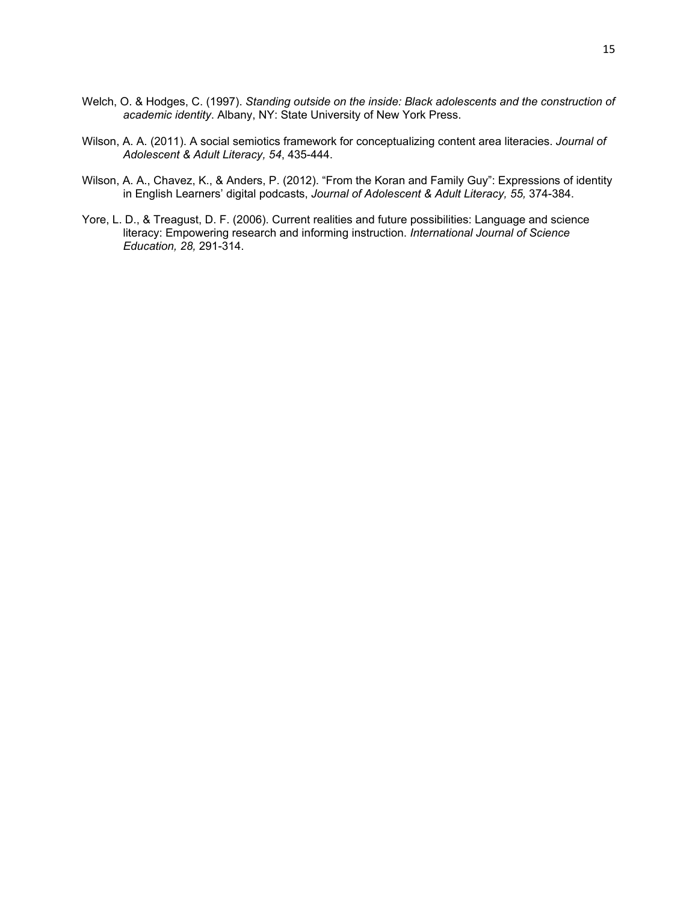Welch, O. & Hodges, C. (1997). *Standing outside on the inside: Black adolescents and the construction of academic identity*. Albany, NY: State University of New York Press.

Wilson, A. A. (2011). A social semiotics framework for conceptualizing content area literacies. *Journal of Adolescent & Adult Literacy, 54*, 435-444.

Wilson, A. A., Chavez, K., & Anders, P. (2012). "From the Koran and Family Guy": Expressions of identity in English Learners' digital podcasts, *Journal of Adolescent & Adult Literacy, 55,* 374-384.

Yore, L. D., & Treagust, D. F. (2006). Current realities and future possibilities: Language and science literacy: Empowering research and informing instruction. *International Journal of Science Education, 28,* 291-314.